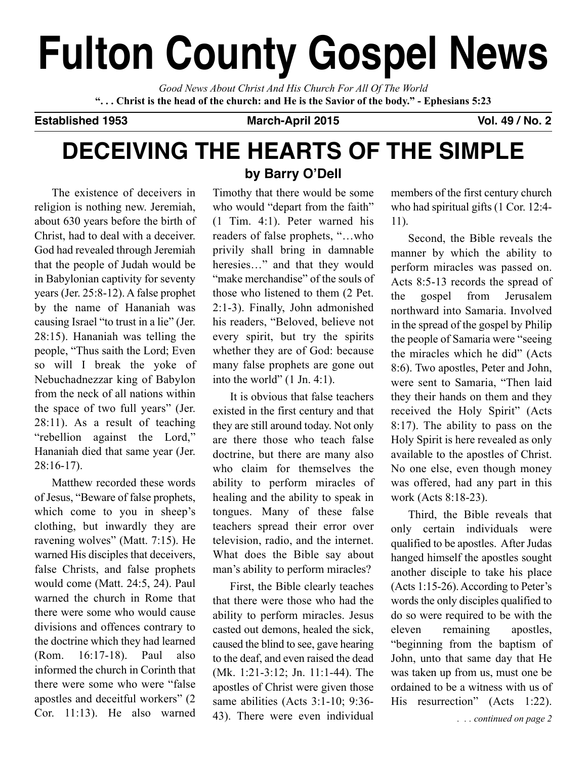# Fulton County Gospel News

*Good News About Christ And His Church For All Of The World*

**". . . Christ is the head of the church: and He is the Savior of the body." - Ephesians 5:23**

**Established 1953** | **March-April 2015** | **Vol. 49 / No. 2**

## DECEIVING THE HEARTS OF THE SIMPLE

### by Barry O'Dell

The existence of deceivers in religion is nothing new. Jeremiah, about 630 years before the birth of Christ, had to deal with a deceiver. God had revealed through Jeremiah that the people of Judah would be in Babylonian captivity for seventy years (Jer. 25:8-12). A false prophet by the name of Hananiah was causing Israel "to trust in a lie" (Jer. 28:15). Hananiah was telling the people, "Thus saith the Lord; Even so will I break the yoke of Nebuchadnezzar king of Babylon from the neck of all nations within the space of two full years" (Jer. 28:11). As a result of teaching "rebellion against the Lord," Hananiah died that same year (Jer. 28:16-17).

Matthew recorded these words of Jesus, "Beware of false prophets, which come to you in sheep's clothing, but inwardly they are ravening wolves" (Matt. 7:15). He warned His disciples that deceivers, false Christs, and false prophets would come (Matt. 24:5, 24). Paul warned the church in Rome that there were some who would cause divisions and offences contrary to the doctrine which they had learned (Rom. 16:17-18). Paul also informed the church in Corinth that there were some who were "false apostles and deceitful workers" (2 Cor. 11:13). He also warned Timothy that there would be some who would "depart from the faith" (1 Tim. 4:1). Peter warned his readers of false prophets, "…who privily shall bring in damnable heresies…" and that they would "make merchandise" of the souls of those who listened to them (2 Pet. 2:1-3). Finally, John admonished his readers, "Beloved, believe not every spirit, but try the spirits whether they are of God: because many false prophets are gone out into the world" (1 Jn. 4:1).

It is obvious that false teachers existed in the first century and that they are still around today. Not only are there those who teach false doctrine, but there are many also who claim for themselves the ability to perform miracles of healing and the ability to speak in tongues. Many of these false teachers spread their error over television, radio, and the internet. What does the Bible say about man's ability to perform miracles?

First, the Bible clearly teaches that there were those who had the ability to perform miracles. Jesus casted out demons, healed the sick, caused the blind to see, gave hearing to the deaf, and even raised the dead (Mk. 1:21-3:12; Jn. 11:1-44). The apostles of Christ were given those same abilities (Acts 3:1-10; 9:36-43). There were even individual members of the first century church who had spiritual gifts (1 Cor. 12:4-11).

Second, the Bible reveals the manner by which the ability to perform miracles was passed on. Acts 8:5-13 records the spread of the gospel from Jerusalem northward into Samaria. Involved in the spread of the gospel by Philip the people of Samaria were "seeing the miracles which he did" (Acts 8:6). Two apostles, Peter and John, were sent to Samaria, "Then laid they their hands on them and they received the Holy Spirit" (Acts 8:17). The ability to pass on the Holy Spirit is here revealed as only available to the apostles of Christ. No one else, even though money was offered, had any part in this work (Acts 8:18-23).

Third, the Bible reveals that only certain individuals were qualified to be apostles. After Judas hanged himself the apostles sought another disciple to take his place (Acts 1:15-26). According to Peter's words the only disciples qualified to do so were required to be with the eleven remaining apostles, "beginning from the baptism of John, unto that same day that He was taken up from us, must one be ordained to be a witness with us of His resurrection" (Acts 1:22).

*. . . continued on page 2*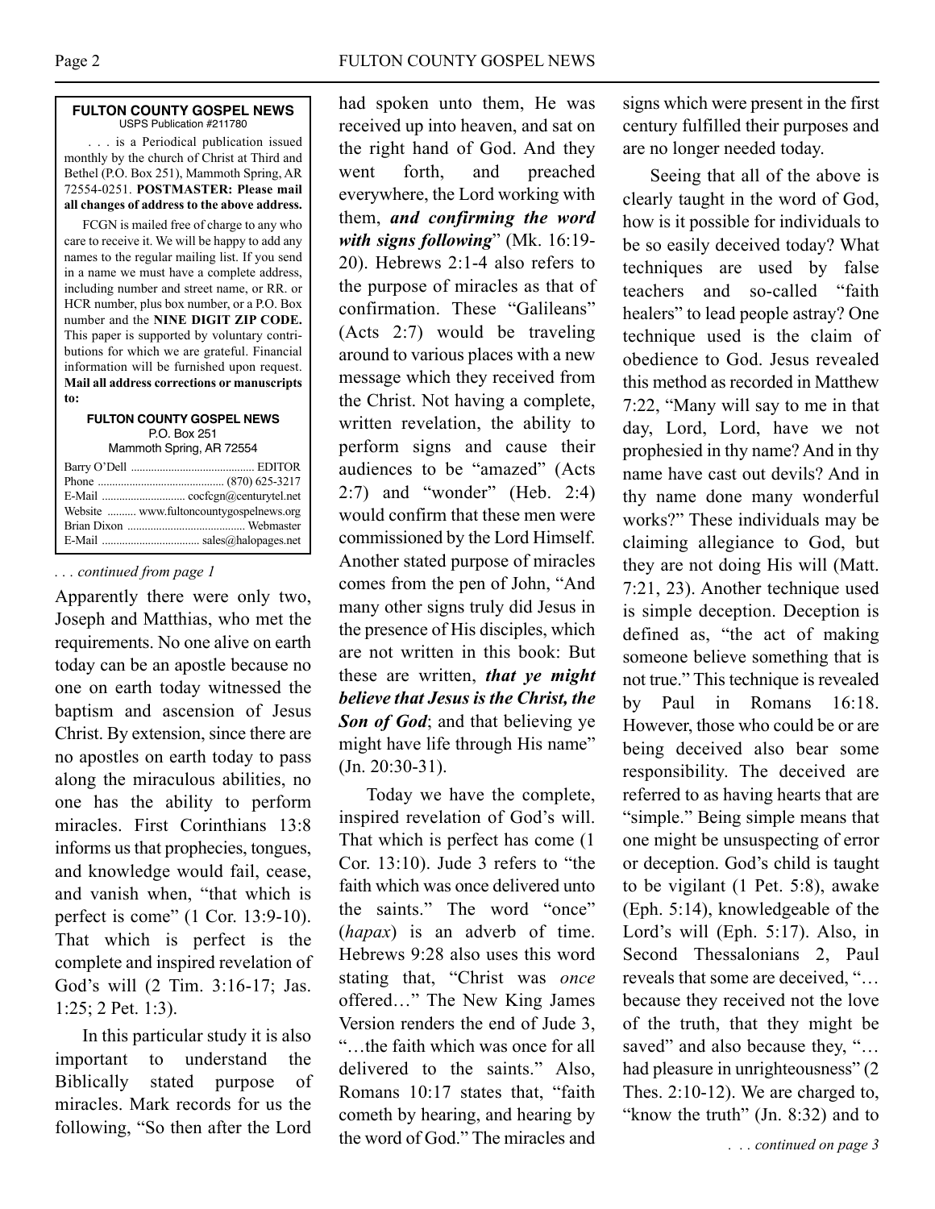**FULTON COUNTY GOSPEL NEWS**
USPS Publication #211780

. . . is a Periodical publication issued monthly by the church of Christ at Third and Bethel (P.O. Box 251), Mammoth Spring, AR 72554-0251. **POSTMASTER: Please mail all changes of address to the above address.**

FCGN is mailed free of charge to any who care to receive it. We will be happy to add any names to the regular mailing list. If you send in a name we must have a complete address, including number and street name, or RR. or HCR number, plus box number, or a P.O. Box number and the **NINE DIGIT ZIP CODE.** This paper is supported by voluntary contributions for which we are grateful. Financial information will be furnished upon request. **Mail all address corrections or manuscripts to:**

**FULTON COUNTY GOSPEL NEWS**
P.O. Box 251
Mammoth Spring, AR 72554

Barry O'Dell .......................................... EDITOR
Phone ............................................ (870) 625-3217
E-Mail ............................ cocfcgn@centurytel.net
Website .......... www.fultoncountygospelnews.org
Brian Dixon ........................................ Webmaster
E-Mail ................................ sales@halopages.net

*. . . continued from page 1*

Apparently there were only two, Joseph and Matthias, who met the requirements. No one alive on earth today can be an apostle because no one on earth today witnessed the baptism and ascension of Jesus Christ. By extension, since there are no apostles on earth today to pass along the miraculous abilities, no one has the ability to perform miracles. First Corinthians 13:8 informs us that prophecies, tongues, and knowledge would fail, cease, and vanish when, "that which is perfect is come" (1 Cor. 13:9-10). That which is perfect is the complete and inspired revelation of God's will (2 Tim. 3:16-17; Jas. 1:25; 2 Pet. 1:3).

In this particular study it is also important to understand the Biblically stated purpose of miracles. Mark records for us the following, "So then after the Lord had spoken unto them, He was received up into heaven, and sat on the right hand of God. And they went forth, and preached everywhere, the Lord working with them, ***and confirming the word with signs following***" (Mk. 16:19-20). Hebrews 2:1-4 also refers to the purpose of miracles as that of confirmation. These "Galileans" (Acts 2:7) would be traveling around to various places with a new message which they received from the Christ. Not having a complete, written revelation, the ability to perform signs and cause their audiences to be "amazed" (Acts 2:7) and "wonder" (Heb. 2:4) would confirm that these men were commissioned by the Lord Himself. Another stated purpose of miracles comes from the pen of John, "And many other signs truly did Jesus in the presence of His disciples, which are not written in this book: But these are written, ***that ye might believe that Jesus is the Christ, the Son of God***; and that believing ye might have life through His name" (Jn. 20:30-31).

Today we have the complete, inspired revelation of God's will. That which is perfect has come (1 Cor. 13:10). Jude 3 refers to "the faith which was once delivered unto the saints." The word "once" (*hapax*) is an adverb of time. Hebrews 9:28 also uses this word stating that, "Christ was *once* offered…" The New King James Version renders the end of Jude 3, "…the faith which was once for all delivered to the saints." Also, Romans 10:17 states that, "faith cometh by hearing, and hearing by the word of God." The miracles and signs which were present in the first century fulfilled their purposes and are no longer needed today.

Seeing that all of the above is clearly taught in the word of God, how is it possible for individuals to be so easily deceived today? What techniques are used by false teachers and so-called "faith healers" to lead people astray? One technique used is the claim of obedience to God. Jesus revealed this method as recorded in Matthew 7:22, "Many will say to me in that day, Lord, Lord, have we not prophesied in thy name? And in thy name have cast out devils? And in thy name done many wonderful works?" These individuals may be claiming allegiance to God, but they are not doing His will (Matt. 7:21, 23). Another technique used is simple deception. Deception is defined as, "the act of making someone believe something that is not true." This technique is revealed by Paul in Romans 16:18. However, those who could be or are being deceived also bear some responsibility. The deceived are referred to as having hearts that are "simple." Being simple means that one might be unsuspecting of error or deception. God's child is taught to be vigilant (1 Pet. 5:8), awake (Eph. 5:14), knowledgeable of the Lord's will (Eph. 5:17). Also, in Second Thessalonians 2, Paul reveals that some are deceived, "… because they received not the love of the truth, that they might be saved" and also because they, "… had pleasure in unrighteousness" (2 Thes. 2:10-12). We are charged to, "know the truth" (Jn. 8:32) and to

*. . . continued on page 3*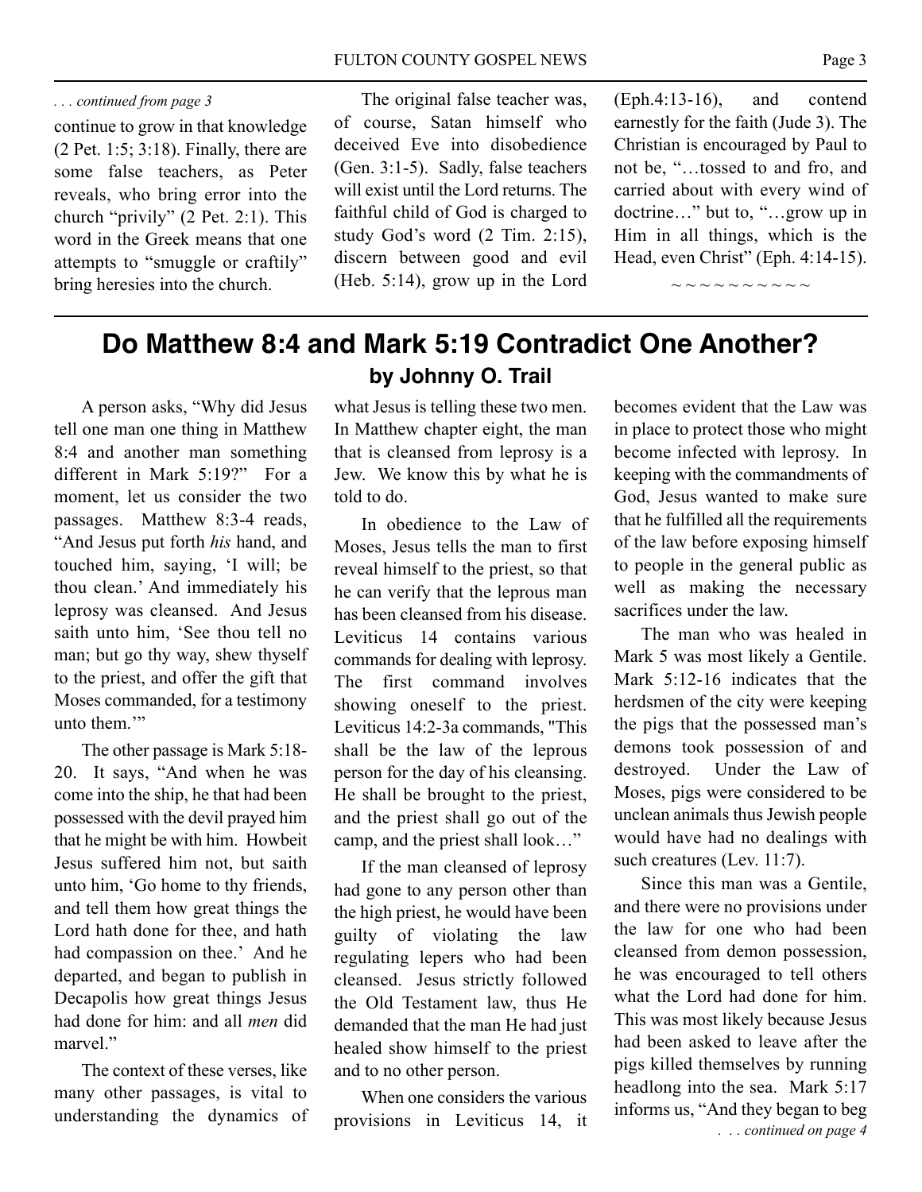*. . . continued from page 3*

continue to grow in that knowledge (2 Pet. 1:5; 3:18). Finally, there are some false teachers, as Peter reveals, who bring error into the church "privily" (2 Pet. 2:1). This word in the Greek means that one attempts to "smuggle or craftily" bring heresies into the church.

The original false teacher was, of course, Satan himself who deceived Eve into disobedience (Gen. 3:1-5). Sadly, false teachers will exist until the Lord returns. The faithful child of God is charged to study God's word (2 Tim. 2:15), discern between good and evil (Heb. 5:14), grow up in the Lord (Eph.4:13-16), and contend earnestly for the faith (Jude 3). The Christian is encouraged by Paul to not be, "…tossed to and fro, and carried about with every wind of doctrine…" but to, "…grow up in Him in all things, which is the Head, even Christ" (Eph. 4:14-15).

~ ~ ~ ~ ~ ~ ~ ~ ~ ~

# Do Matthew 8:4 and Mark 5:19 Contradict One Another?

## by Johnny O. Trail

A person asks, "Why did Jesus tell one man one thing in Matthew 8:4 and another man something different in Mark 5:19?" For a moment, let us consider the two passages. Matthew 8:3-4 reads, "And Jesus put forth *his* hand, and touched him, saying, 'I will; be thou clean.' And immediately his leprosy was cleansed. And Jesus saith unto him, 'See thou tell no man; but go thy way, shew thyself to the priest, and offer the gift that Moses commanded, for a testimony unto them.'"

The other passage is Mark 5:18-20. It says, "And when he was come into the ship, he that had been possessed with the devil prayed him that he might be with him. Howbeit Jesus suffered him not, but saith unto him, 'Go home to thy friends, and tell them how great things the Lord hath done for thee, and hath had compassion on thee.' And he departed, and began to publish in Decapolis how great things Jesus had done for him: and all *men* did marvel."

The context of these verses, like many other passages, is vital to understanding the dynamics of what Jesus is telling these two men. In Matthew chapter eight, the man that is cleansed from leprosy is a Jew. We know this by what he is told to do.

In obedience to the Law of Moses, Jesus tells the man to first reveal himself to the priest, so that he can verify that the leprous man has been cleansed from his disease. Leviticus 14 contains various commands for dealing with leprosy. The first command involves showing oneself to the priest. Leviticus 14:2-3a commands, "This shall be the law of the leprous person for the day of his cleansing. He shall be brought to the priest, and the priest shall go out of the camp, and the priest shall look…"

If the man cleansed of leprosy had gone to any person other than the high priest, he would have been guilty of violating the law regulating lepers who had been cleansed. Jesus strictly followed the Old Testament law, thus He demanded that the man He had just healed show himself to the priest and to no other person.

When one considers the various provisions in Leviticus 14, it becomes evident that the Law was in place to protect those who might become infected with leprosy. In keeping with the commandments of God, Jesus wanted to make sure that he fulfilled all the requirements of the law before exposing himself to people in the general public as well as making the necessary sacrifices under the law.

The man who was healed in Mark 5 was most likely a Gentile. Mark 5:12-16 indicates that the herdsmen of the city were keeping the pigs that the possessed man's demons took possession of and destroyed. Under the Law of Moses, pigs were considered to be unclean animals thus Jewish people would have had no dealings with such creatures (Lev. 11:7).

Since this man was a Gentile, and there were no provisions under the law for one who had been cleansed from demon possession, he was encouraged to tell others what the Lord had done for him. This was most likely because Jesus had been asked to leave after the pigs killed themselves by running headlong into the sea. Mark 5:17 informs us, "And they began to beg

*. . . continued on page 4*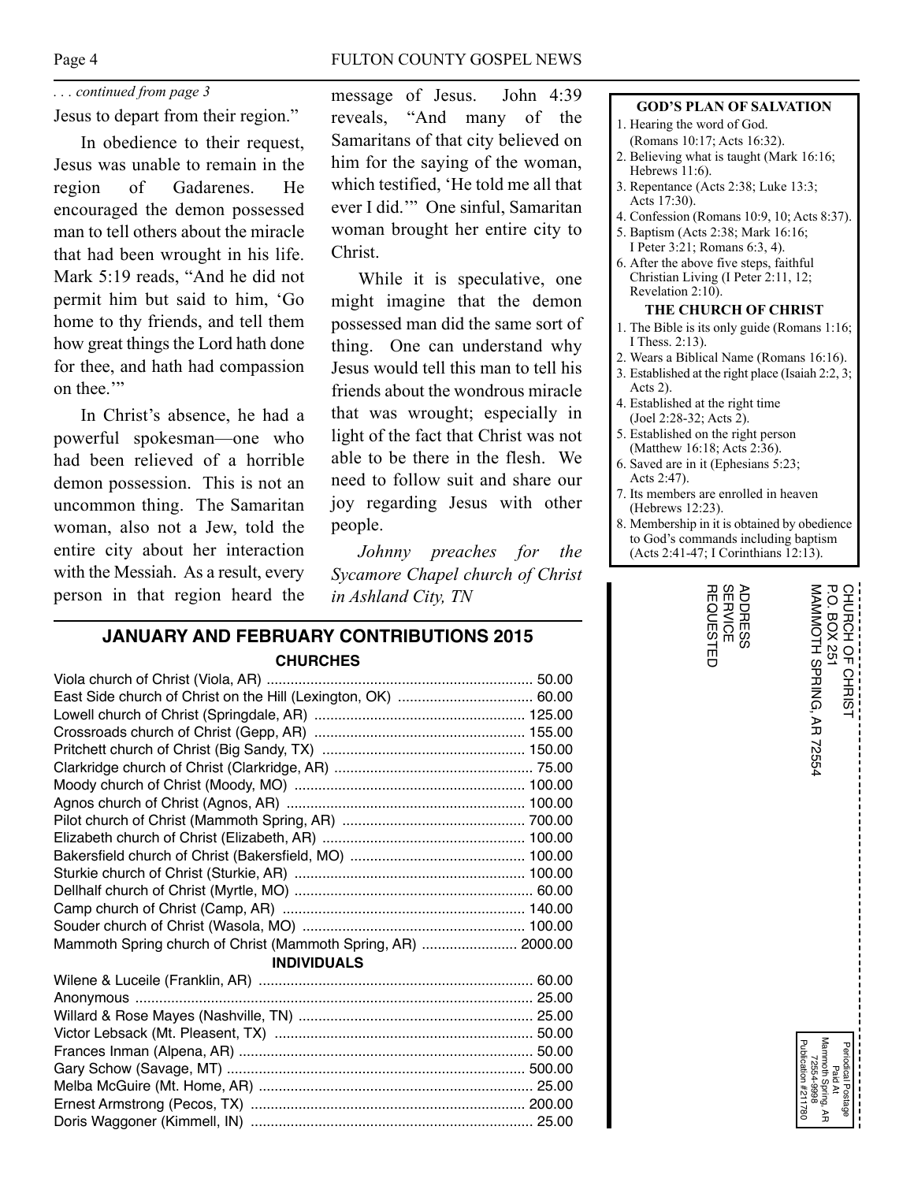*. . . continued from page 3*

Jesus to depart from their region."

In obedience to their request, Jesus was unable to remain in the region of Gadarenes. He encouraged the demon possessed man to tell others about the miracle that had been wrought in his life. Mark 5:19 reads, "And he did not permit him but said to him, 'Go home to thy friends, and tell them how great things the Lord hath done for thee, and hath had compassion on thee.'"

In Christ's absence, he had a powerful spokesman—one who had been relieved of a horrible demon possession. This is not an uncommon thing. The Samaritan woman, also not a Jew, told the entire city about her interaction with the Messiah. As a result, every person in that region heard the message of Jesus. John 4:39 reveals, "And many of the Samaritans of that city believed on him for the saying of the woman, which testified, 'He told me all that ever I did.'" One sinful, Samaritan woman brought her entire city to Christ.

While it is speculative, one might imagine that the demon possessed man did the same sort of thing. One can understand why Jesus would tell this man to tell his friends about the wondrous miracle that was wrought; especially in light of the fact that Christ was not able to be there in the flesh. We need to follow suit and share our joy regarding Jesus with other people.

*Johnny preaches for the Sycamore Chapel church of Christ in Ashland City, TN*

**GOD'S PLAN OF SALVATION**

1. Hearing the word of God. (Romans 10:17; Acts 16:32).
2. Believing what is taught (Mark 16:16; Hebrews 11:6).
3. Repentance (Acts 2:38; Luke 13:3; Acts 17:30).
4. Confession (Romans 10:9, 10; Acts 8:37).
5. Baptism (Acts 2:38; Mark 16:16; I Peter 3:21; Romans 6:3, 4).
6. After the above five steps, faithful Christian Living (I Peter 2:11, 12; Revelation 2:10).

**THE CHURCH OF CHRIST**

1. The Bible is its only guide (Romans 1:16; I Thess. 2:13).
2. Wears a Biblical Name (Romans 16:16).
3. Established at the right place (Isaiah 2:2, 3; Acts 2).
4. Established at the right time (Joel 2:28-32; Acts 2).
5. Established on the right person (Matthew 16:18; Acts 2:36).
6. Saved are in it (Ephesians 5:23; Acts 2:47).
7. Its members are enrolled in heaven (Hebrews 12:23).
8. Membership in it is obtained by obedience to God's commands including baptism (Acts 2:41-47; I Corinthians 12:13).

CHURCH OF CHRIST
P.O. BOX 251
MAMMOTH SPRING, AR 72554

ADDRESS
SERVICE
REQUESTED

Periodical Postage
Paid At
Mammoth Spring, AR
72554-9998
Publication #211780

## JANUARY AND FEBRUARY CONTRIBUTIONS 2015

### CHURCHES

| | |
|---|---|
| Viola church of Christ (Viola, AR) | 50.00 |
| East Side church of Christ on the Hill (Lexington, OK) | 60.00 |
| Lowell church of Christ (Springdale, AR) | 125.00 |
| Crossroads church of Christ (Gepp, AR) | 155.00 |
| Pritchett church of Christ (Big Sandy, TX) | 150.00 |
| Clarkridge church of Christ (Clarkridge, AR) | 75.00 |
| Moody church of Christ (Moody, MO) | 100.00 |
| Agnos church of Christ (Agnos, AR) | 100.00 |
| Pilot church of Christ (Mammoth Spring, AR) | 700.00 |
| Elizabeth church of Christ (Elizabeth, AR) | 100.00 |
| Bakersfield church of Christ (Bakersfield, MO) | 100.00 |
| Sturkie church of Christ (Sturkie, AR) | 100.00 |
| Dellhalf church of Christ (Myrtle, MO) | 60.00 |
| Camp church of Christ (Camp, AR) | 140.00 |
| Souder church of Christ (Wasola, MO) | 100.00 |
| Mammoth Spring church of Christ (Mammoth Spring, AR) | 2000.00 |

### INDIVIDUALS

| | |
|---|---|
| Wilene & Luceile (Franklin, AR) | 60.00 |
| Anonymous | 25.00 |
| Willard & Rose Mayes (Nashville, TN) | 25.00 |
| Victor Lebsack (Mt. Pleasent, TX) | 50.00 |
| Frances Inman (Alpena, AR) | 50.00 |
| Gary Schow (Savage, MT) | 500.00 |
| Melba McGuire (Mt. Home, AR) | 25.00 |
| Ernest Armstrong (Pecos, TX) | 200.00 |
| Doris Waggoner (Kimmell, IN) | 25.00 |